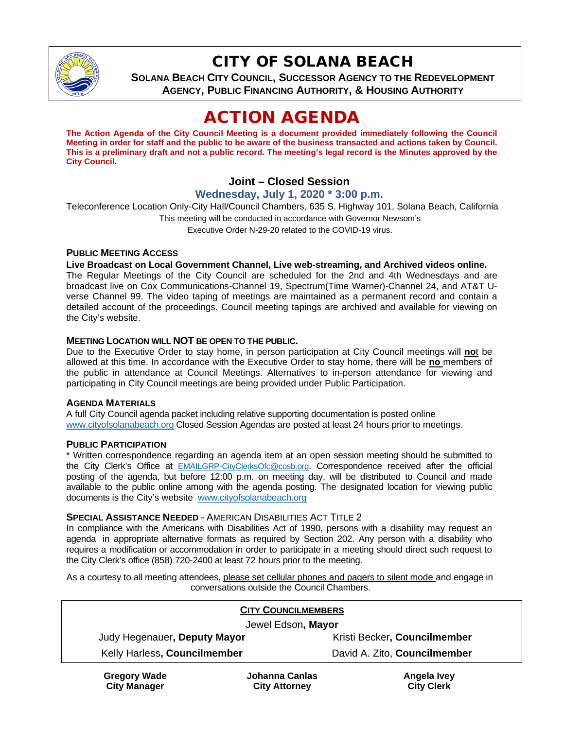# CITY OF SOLANA BEACH

**SOLANA BEACH CITY COUNCIL, SUCCESSOR AGENCY TO THE REDEVELOPMENT AGENCY, PUBLIC FINANCING AUTHORITY, & HOUSING AUTHORITY**

# ACTION AGENDA

**The Action Agenda of the City Council Meeting is a document provided immediately following the Council Meeting in order for staff and the public to be aware of the business transacted and actions taken by Council. This is a preliminary draft and not a public record. The meeting's legal record is the Minutes approved by the City Council.**

## Joint – Closed Session

### Wednesday, July 1, 2020 * 3:00 p.m.

Teleconference Location Only-City Hall/Council Chambers, 635 S. Highway 101, Solana Beach, California

This meeting will be conducted in accordance with Governor Newsom's Executive Order N-29-20 related to the COVID-19 virus.

### PUBLIC MEETING ACCESS

**Live Broadcast on Local Government Channel, Live web-streaming, and Archived videos online.**

The Regular Meetings of the City Council are scheduled for the 2nd and 4th Wednesdays and are broadcast live on Cox Communications-Channel 19, Spectrum(Time Warner)-Channel 24, and AT&T U-verse Channel 99. The video taping of meetings are maintained as a permanent record and contain a detailed account of the proceedings. Council meeting tapings are archived and available for viewing on the City's website.

### MEETING LOCATION WILL NOT BE OPEN TO THE PUBLIC.

Due to the Executive Order to stay home, in person participation at City Council meetings will **not** be allowed at this time. In accordance with the Executive Order to stay home, there will be **no** members of the public in attendance at Council Meetings. Alternatives to in-person attendance for viewing and participating in City Council meetings are being provided under Public Participation.

### AGENDA MATERIALS

A full City Council agenda packet including relative supporting documentation is posted online www.cityofsolanabeach.org Closed Session Agendas are posted at least 24 hours prior to meetings.

### PUBLIC PARTICIPATION

* Written correspondence regarding an agenda item at an open session meeting should be submitted to the City Clerk's Office at EMAILGRP-CityClerksOfc@cosb.org. Correspondence received after the official posting of the agenda, but before 12:00 p.m. on meeting day, will be distributed to Council and made available to the public online among with the agenda posting. The designated location for viewing public documents is the City's website www.cityofsolanabeach.org

### SPECIAL ASSISTANCE NEEDED - AMERICAN DISABILITIES ACT TITLE 2

In compliance with the Americans with Disabilities Act of 1990, persons with a disability may request an agenda in appropriate alternative formats as required by Section 202. Any person with a disability who requires a modification or accommodation in order to participate in a meeting should direct such request to the City Clerk's office (858) 720-2400 at least 72 hours prior to the meeting.

As a courtesy to all meeting attendees, please set cellular phones and pagers to silent mode and engage in conversations outside the Council Chambers.

### CITY COUNCILMEMBERS

Jewel Edson, **Mayor**

Judy Hegenauer, **Deputy Mayor**

Kristi Becker, **Councilmember**

Kelly Harless, **Councilmember**

David A. Zito, **Councilmember**

**Gregory Wade**
**City Manager**

**Johanna Canlas**
**City Attorney**

**Angela Ivey**
**City Clerk**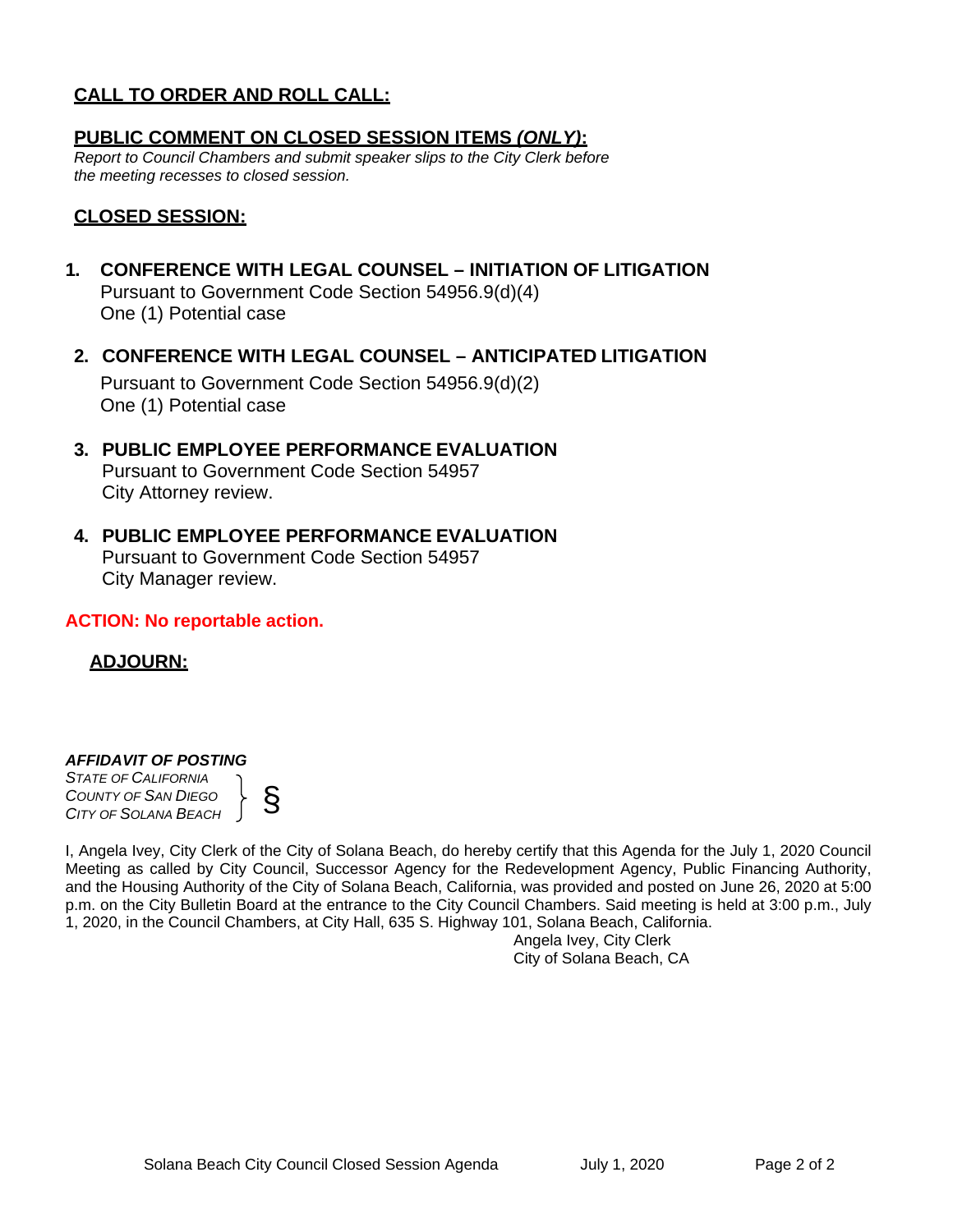## CALL TO ORDER AND ROLL CALL:

## PUBLIC COMMENT ON CLOSED SESSION ITEMS *(ONLY)*:

*Report to Council Chambers and submit speaker slips to the City Clerk before the meeting recesses to closed session.*

## CLOSED SESSION:

1. **CONFERENCE WITH LEGAL COUNSEL – INITIATION OF LITIGATION**
   Pursuant to Government Code Section 54956.9(d)(4)
   One (1) Potential case

2. **CONFERENCE WITH LEGAL COUNSEL – ANTICIPATED LITIGATION**
   Pursuant to Government Code Section 54956.9(d)(2)
   One (1) Potential case

3. **PUBLIC EMPLOYEE PERFORMANCE EVALUATION**
   Pursuant to Government Code Section 54957
   City Attorney review.

4. **PUBLIC EMPLOYEE PERFORMANCE EVALUATION**
   Pursuant to Government Code Section 54957
   City Manager review.

**ACTION: No reportable action.**

## ADJOURN:

***AFFIDAVIT OF POSTING***

*STATE OF CALIFORNIA*
*COUNTY OF SAN DIEGO* } §
*CITY OF SOLANA BEACH*

I, Angela Ivey, City Clerk of the City of Solana Beach, do hereby certify that this Agenda for the July 1, 2020 Council Meeting as called by City Council, Successor Agency for the Redevelopment Agency, Public Financing Authority, and the Housing Authority of the City of Solana Beach, California, was provided and posted on June 26, 2020 at 5:00 p.m. on the City Bulletin Board at the entrance to the City Council Chambers. Said meeting is held at 3:00 p.m., July 1, 2020, in the Council Chambers, at City Hall, 635 S. Highway 101, Solana Beach, California.

Angela Ivey, City Clerk
City of Solana Beach, CA